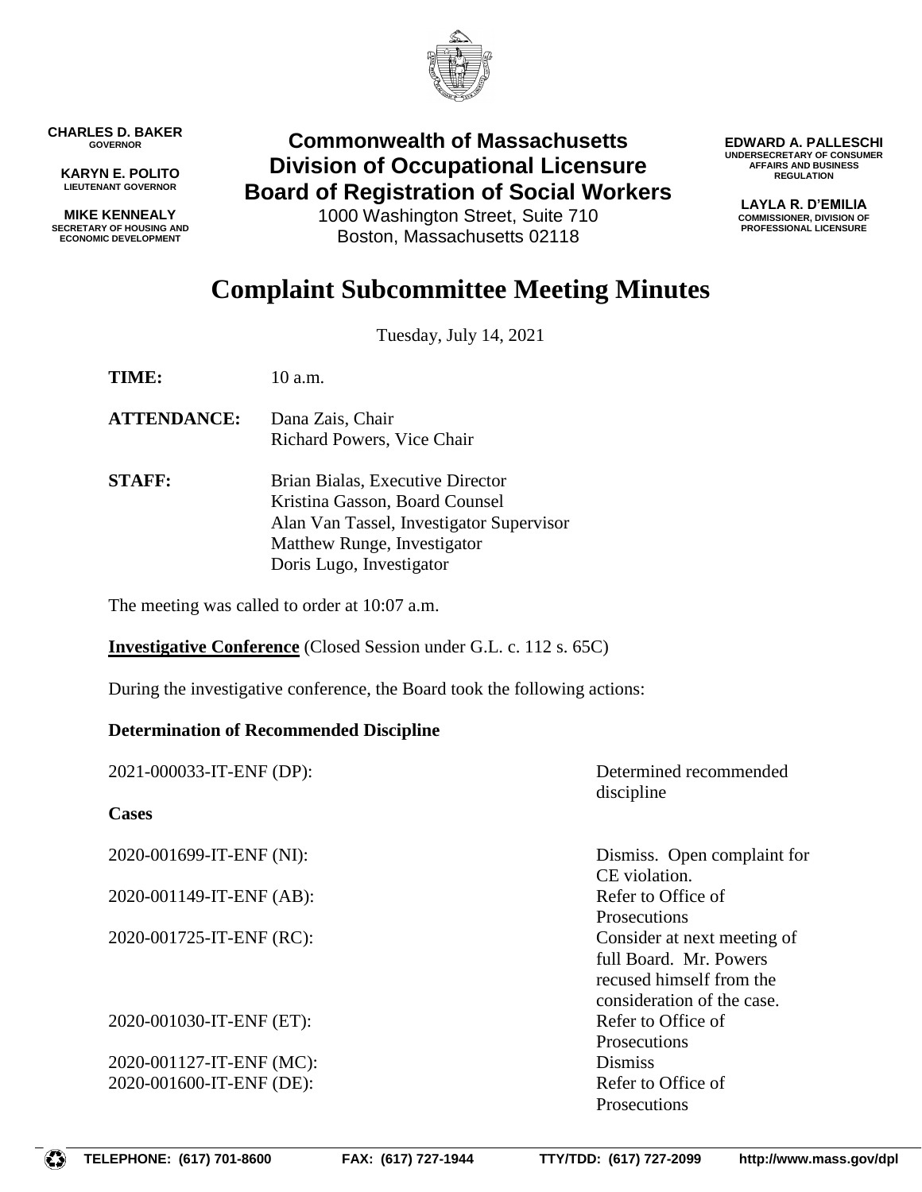**CHARLES D. BAKER**
GOVERNOR

**KARYN E. POLITO**
LIEUTENANT GOVERNOR

**MIKE KENNEALY**
SECRETARY OF HOUSING AND ECONOMIC DEVELOPMENT

**Commonwealth of Massachusetts**
**Division of Occupational Licensure**
**Board of Registration of Social Workers**
1000 Washington Street, Suite 710
Boston, Massachusetts 02118

**EDWARD A. PALLESCHI**
UNDERSECRETARY OF CONSUMER AFFAIRS AND BUSINESS REGULATION

**LAYLA R. D'EMILIA**
COMMISSIONER, DIVISION OF PROFESSIONAL LICENSURE

# Complaint Subcommittee Meeting Minutes

Tuesday, July 14, 2021

**TIME:** 10 a.m.

**ATTENDANCE:** Dana Zais, Chair
Richard Powers, Vice Chair

**STAFF:** Brian Bialas, Executive Director
Kristina Gasson, Board Counsel
Alan Van Tassel, Investigator Supervisor
Matthew Runge, Investigator
Doris Lugo, Investigator

The meeting was called to order at 10:07 a.m.

**Investigative Conference** (Closed Session under G.L. c. 112 s. 65C)

During the investigative conference, the Board took the following actions:

**Determination of Recommended Discipline**

2021-000033-IT-ENF (DP): Determined recommended discipline

**Cases**

2020-001699-IT-ENF (NI): Dismiss. Open complaint for CE violation.

2020-001149-IT-ENF (AB): Refer to Office of Prosecutions

2020-001725-IT-ENF (RC): Consider at next meeting of full Board. Mr. Powers recused himself from the consideration of the case.

2020-001030-IT-ENF (ET): Refer to Office of Prosecutions

2020-001127-IT-ENF (MC): Dismiss

2020-001600-IT-ENF (DE): Refer to Office of Prosecutions

TELEPHONE: (617) 701-8600 FAX: (617) 727-1944 TTY/TDD: (617) 727-2099 http://www.mass.gov/dpl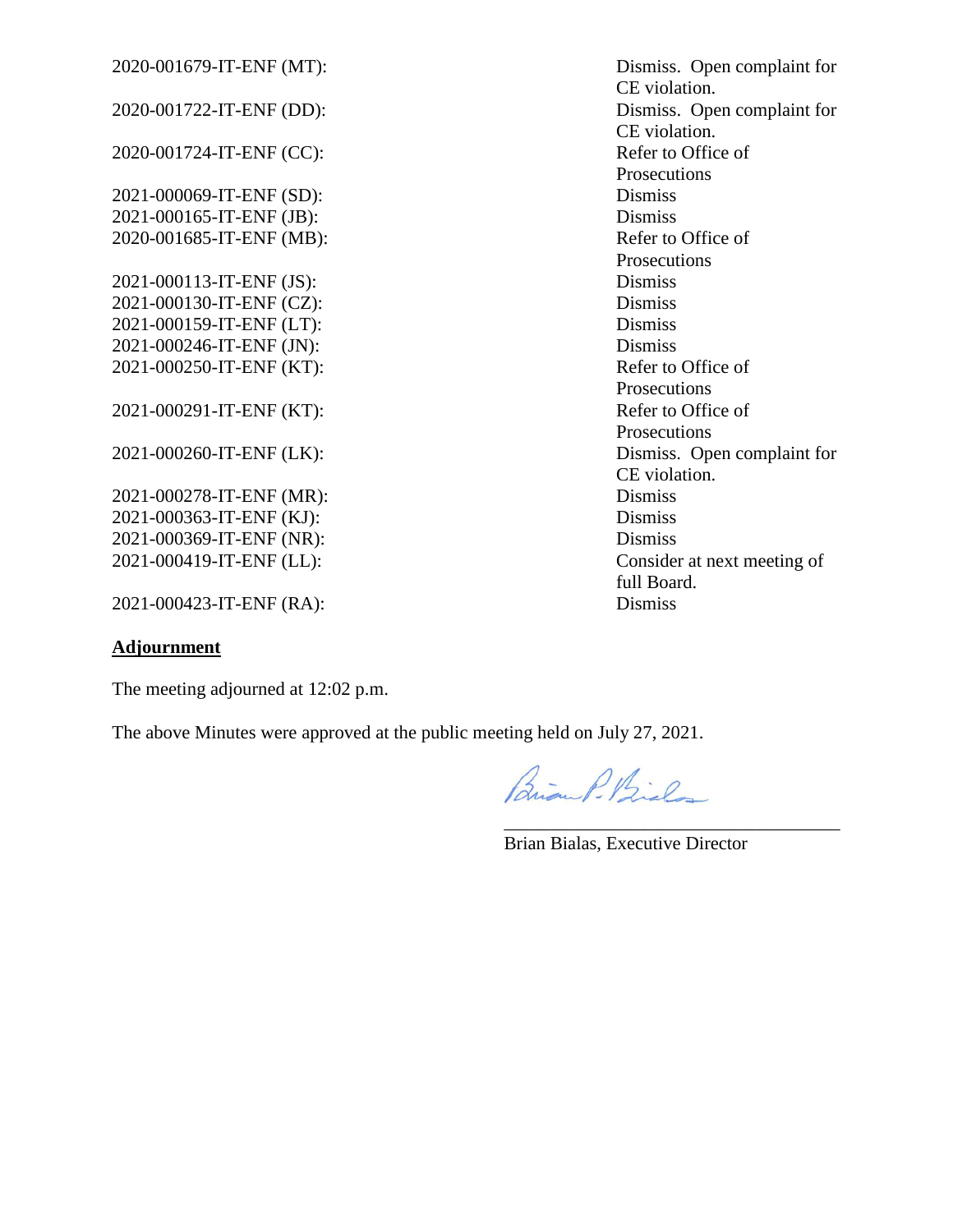| | |
|---|---|
| 2020-001679-IT-ENF (MT): | Dismiss. Open complaint for CE violation. |
| 2020-001722-IT-ENF (DD): | Dismiss. Open complaint for CE violation. |
| 2020-001724-IT-ENF (CC): | Refer to Office of Prosecutions |
| 2021-000069-IT-ENF (SD): | Dismiss |
| 2021-000165-IT-ENF (JB): | Dismiss |
| 2020-001685-IT-ENF (MB): | Refer to Office of Prosecutions |
| 2021-000113-IT-ENF (JS): | Dismiss |
| 2021-000130-IT-ENF (CZ): | Dismiss |
| 2021-000159-IT-ENF (LT): | Dismiss |
| 2021-000246-IT-ENF (JN): | Dismiss |
| 2021-000250-IT-ENF (KT): | Refer to Office of Prosecutions |
| 2021-000291-IT-ENF (KT): | Refer to Office of Prosecutions |
| 2021-000260-IT-ENF (LK): | Dismiss. Open complaint for CE violation. |
| 2021-000278-IT-ENF (MR): | Dismiss |
| 2021-000363-IT-ENF (KJ): | Dismiss |
| 2021-000369-IT-ENF (NR): | Dismiss |
| 2021-000419-IT-ENF (LL): | Consider at next meeting of full Board. |
| 2021-000423-IT-ENF (RA): | Dismiss |

**Adjournment**

The meeting adjourned at 12:02 p.m.

The above Minutes were approved at the public meeting held on July 27, 2021.

Brian Bialas, Executive Director